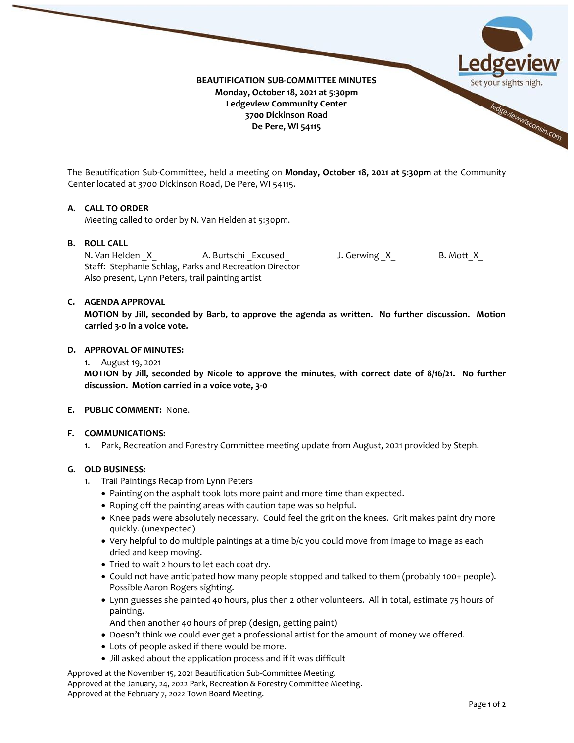**BEAUTIFICATION SUB-COMMITTEE MINUTES**
**Monday, October 18, 2021 at 5:30pm**
**Ledgeview Community Center**
**3700 Dickinson Road**
**De Pere, WI 54115**

The Beautification Sub-Committee, held a meeting on **Monday, October 18, 2021 at 5:30pm** at the Community Center located at 3700 Dickinson Road, De Pere, WI 54115.

**A. CALL TO ORDER**

Meeting called to order by N. Van Helden at 5:30pm.

**B. ROLL CALL**

N. Van Helden _X_ A. Burtschi _Excused_ J. Gerwing _X_ B. Mott_X_
Staff: Stephanie Schlag, Parks and Recreation Director
Also present, Lynn Peters, trail painting artist

**C. AGENDA APPROVAL**

**MOTION by Jill, seconded by Barb, to approve the agenda as written. No further discussion. Motion carried 3-0 in a voice vote.**

**D. APPROVAL OF MINUTES:**

1. August 19, 2021

**MOTION by Jill, seconded by Nicole to approve the minutes, with correct date of 8/16/21. No further discussion. Motion carried in a voice vote, 3-0**

**E. PUBLIC COMMENT:** None.

**F. COMMUNICATIONS:**

1. Park, Recreation and Forestry Committee meeting update from August, 2021 provided by Steph.

**G. OLD BUSINESS:**

1. Trail Paintings Recap from Lynn Peters
   - Painting on the asphalt took lots more paint and more time than expected.
   - Roping off the painting areas with caution tape was so helpful.
   - Knee pads were absolutely necessary. Could feel the grit on the knees. Grit makes paint dry more quickly. (unexpected)
   - Very helpful to do multiple paintings at a time b/c you could move from image to image as each dried and keep moving.
   - Tried to wait 2 hours to let each coat dry.
   - Could not have anticipated how many people stopped and talked to them (probably 100+ people). Possible Aaron Rogers sighting.
   - Lynn guesses she painted 40 hours, plus then 2 other volunteers. All in total, estimate 75 hours of painting.
     And then another 40 hours of prep (design, getting paint)
   - Doesn't think we could ever get a professional artist for the amount of money we offered.
   - Lots of people asked if there would be more.
   - Jill asked about the application process and if it was difficult

Approved at the November 15, 2021 Beautification Sub-Committee Meeting.
Approved at the January, 24, 2022 Park, Recreation & Forestry Committee Meeting.
Approved at the February 7, 2022 Town Board Meeting.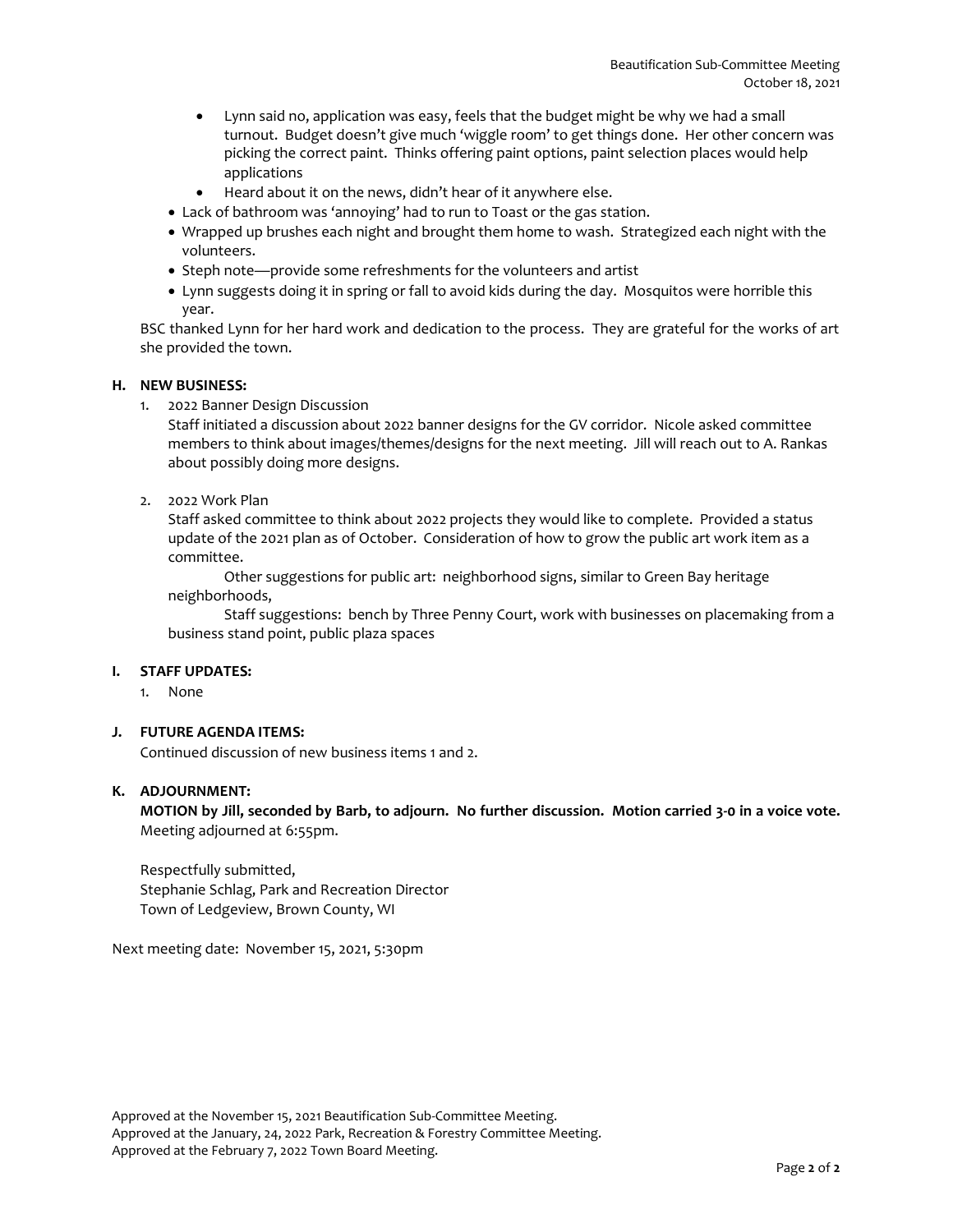- Lynn said no, application was easy, feels that the budget might be why we had a small turnout. Budget doesn't give much 'wiggle room' to get things done. Her other concern was picking the correct paint. Thinks offering paint options, paint selection places would help applications
    - Heard about it on the news, didn't hear of it anywhere else.
- Lack of bathroom was 'annoying' had to run to Toast or the gas station.
- Wrapped up brushes each night and brought them home to wash. Strategized each night with the volunteers.
- Steph note—provide some refreshments for the volunteers and artist
- Lynn suggests doing it in spring or fall to avoid kids during the day. Mosquitos were horrible this year.

BSC thanked Lynn for her hard work and dedication to the process. They are grateful for the works of art she provided the town.

**H. NEW BUSINESS:**

1. 2022 Banner Design Discussion

   Staff initiated a discussion about 2022 banner designs for the GV corridor. Nicole asked committee members to think about images/themes/designs for the next meeting. Jill will reach out to A. Rankas about possibly doing more designs.

2. 2022 Work Plan

   Staff asked committee to think about 2022 projects they would like to complete. Provided a status update of the 2021 plan as of October. Consideration of how to grow the public art work item as a committee.

   Other suggestions for public art: neighborhood signs, similar to Green Bay heritage neighborhoods,

   Staff suggestions: bench by Three Penny Court, work with businesses on placemaking from a business stand point, public plaza spaces

**I. STAFF UPDATES:**

1. None

**J. FUTURE AGENDA ITEMS:**

Continued discussion of new business items 1 and 2.

**K. ADJOURNMENT:**

**MOTION by Jill, seconded by Barb, to adjourn. No further discussion. Motion carried 3-0 in a voice vote.** Meeting adjourned at 6:55pm.

Respectfully submitted,
Stephanie Schlag, Park and Recreation Director
Town of Ledgeview, Brown County, WI

Next meeting date: November 15, 2021, 5:30pm

Approved at the November 15, 2021 Beautification Sub-Committee Meeting.
Approved at the January, 24, 2022 Park, Recreation & Forestry Committee Meeting.
Approved at the February 7, 2022 Town Board Meeting.